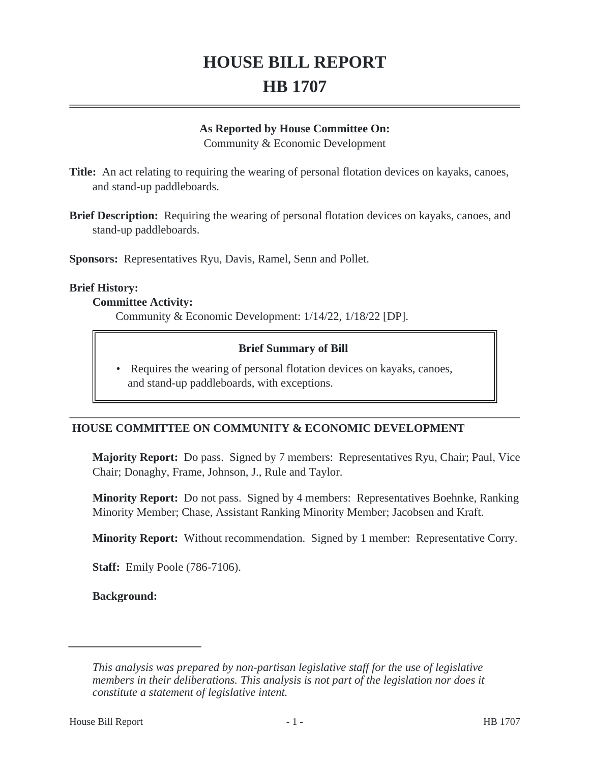# HOUSE BILL REPORT
# HB 1707

**As Reported by House Committee On:**
Community & Economic Development

**Title:** An act relating to requiring the wearing of personal flotation devices on kayaks, canoes, and stand-up paddleboards.

**Brief Description:** Requiring the wearing of personal flotation devices on kayaks, canoes, and stand-up paddleboards.

**Sponsors:** Representatives Ryu, Davis, Ramel, Senn and Pollet.

**Brief History:**

**Committee Activity:**

Community & Economic Development: 1/14/22, 1/18/22 [DP].

**Brief Summary of Bill**

- Requires the wearing of personal flotation devices on kayaks, canoes, and stand-up paddleboards, with exceptions.

## HOUSE COMMITTEE ON COMMUNITY & ECONOMIC DEVELOPMENT

**Majority Report:** Do pass. Signed by 7 members: Representatives Ryu, Chair; Paul, Vice Chair; Donaghy, Frame, Johnson, J., Rule and Taylor.

**Minority Report:** Do not pass. Signed by 4 members: Representatives Boehnke, Ranking Minority Member; Chase, Assistant Ranking Minority Member; Jacobsen and Kraft.

**Minority Report:** Without recommendation. Signed by 1 member: Representative Corry.

**Staff:** Emily Poole (786-7106).

**Background:**

*This analysis was prepared by non-partisan legislative staff for the use of legislative members in their deliberations. This analysis is not part of the legislation nor does it constitute a statement of legislative intent.*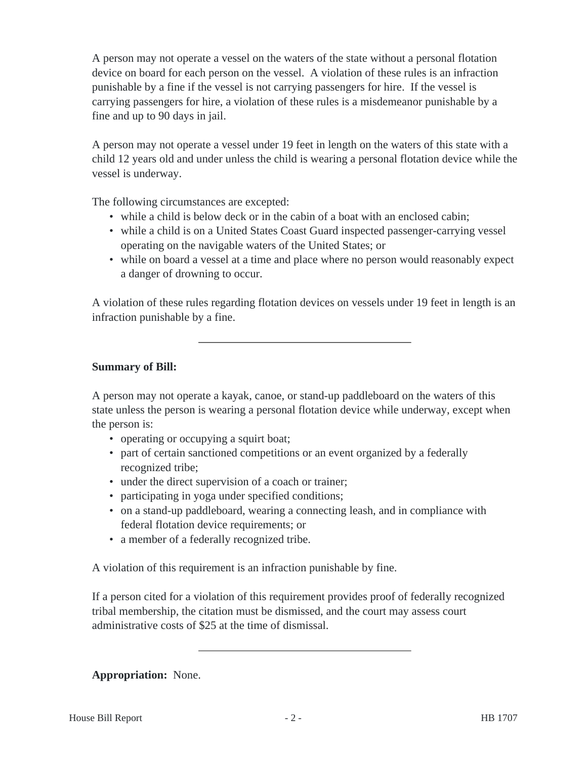A person may not operate a vessel on the waters of the state without a personal flotation device on board for each person on the vessel. A violation of these rules is an infraction punishable by a fine if the vessel is not carrying passengers for hire. If the vessel is carrying passengers for hire, a violation of these rules is a misdemeanor punishable by a fine and up to 90 days in jail.

A person may not operate a vessel under 19 feet in length on the waters of this state with a child 12 years old and under unless the child is wearing a personal flotation device while the vessel is underway.

The following circumstances are excepted:

- while a child is below deck or in the cabin of a boat with an enclosed cabin;
- while a child is on a United States Coast Guard inspected passenger-carrying vessel operating on the navigable waters of the United States; or
- while on board a vessel at a time and place where no person would reasonably expect a danger of drowning to occur.

A violation of these rules regarding flotation devices on vessels under 19 feet in length is an infraction punishable by a fine.

---

**Summary of Bill:**

A person may not operate a kayak, canoe, or stand-up paddleboard on the waters of this state unless the person is wearing a personal flotation device while underway, except when the person is:

- operating or occupying a squirt boat;
- part of certain sanctioned competitions or an event organized by a federally recognized tribe;
- under the direct supervision of a coach or trainer;
- participating in yoga under specified conditions;
- on a stand-up paddleboard, wearing a connecting leash, and in compliance with federal flotation device requirements; or
- a member of a federally recognized tribe.

A violation of this requirement is an infraction punishable by fine.

If a person cited for a violation of this requirement provides proof of federally recognized tribal membership, the citation must be dismissed, and the court may assess court administrative costs of $25 at the time of dismissal.

---

**Appropriation:** None.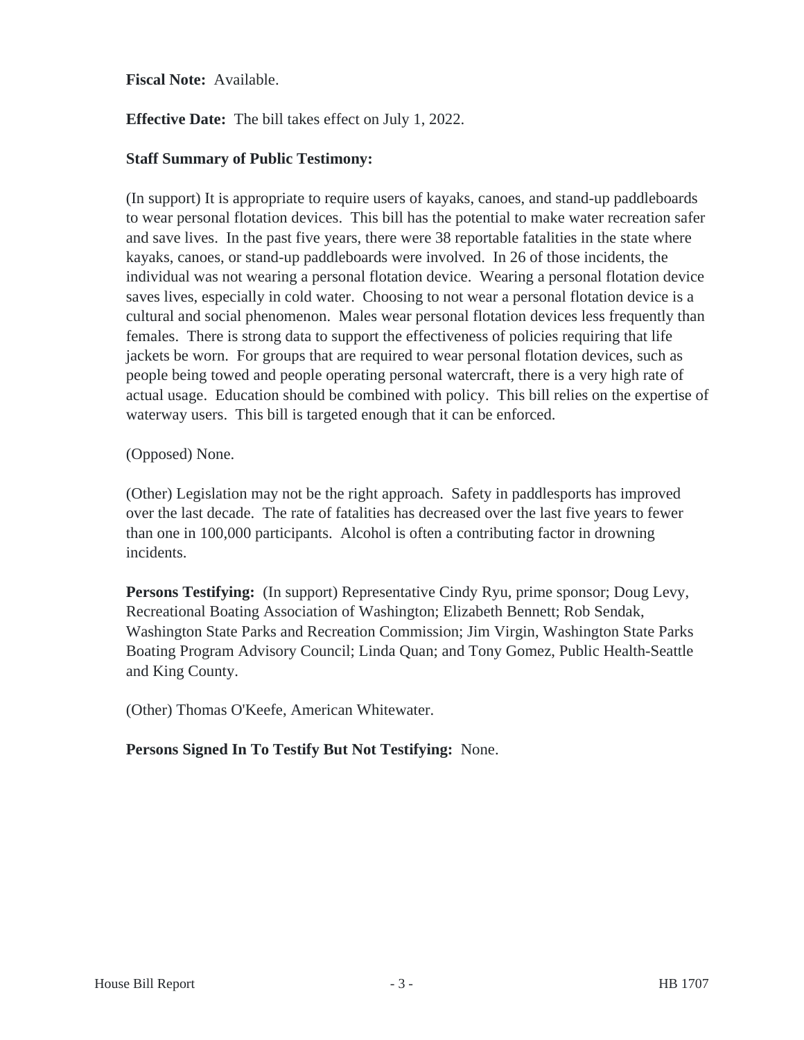**Fiscal Note:** Available.

**Effective Date:** The bill takes effect on July 1, 2022.

**Staff Summary of Public Testimony:**

(In support) It is appropriate to require users of kayaks, canoes, and stand-up paddleboards to wear personal flotation devices. This bill has the potential to make water recreation safer and save lives. In the past five years, there were 38 reportable fatalities in the state where kayaks, canoes, or stand-up paddleboards were involved. In 26 of those incidents, the individual was not wearing a personal flotation device. Wearing a personal flotation device saves lives, especially in cold water. Choosing to not wear a personal flotation device is a cultural and social phenomenon. Males wear personal flotation devices less frequently than females. There is strong data to support the effectiveness of policies requiring that life jackets be worn. For groups that are required to wear personal flotation devices, such as people being towed and people operating personal watercraft, there is a very high rate of actual usage. Education should be combined with policy. This bill relies on the expertise of waterway users. This bill is targeted enough that it can be enforced.

(Opposed) None.

(Other) Legislation may not be the right approach. Safety in paddlesports has improved over the last decade. The rate of fatalities has decreased over the last five years to fewer than one in 100,000 participants. Alcohol is often a contributing factor in drowning incidents.

**Persons Testifying:** (In support) Representative Cindy Ryu, prime sponsor; Doug Levy, Recreational Boating Association of Washington; Elizabeth Bennett; Rob Sendak, Washington State Parks and Recreation Commission; Jim Virgin, Washington State Parks Boating Program Advisory Council; Linda Quan; and Tony Gomez, Public Health-Seattle and King County.

(Other) Thomas O'Keefe, American Whitewater.

**Persons Signed In To Testify But Not Testifying:** None.